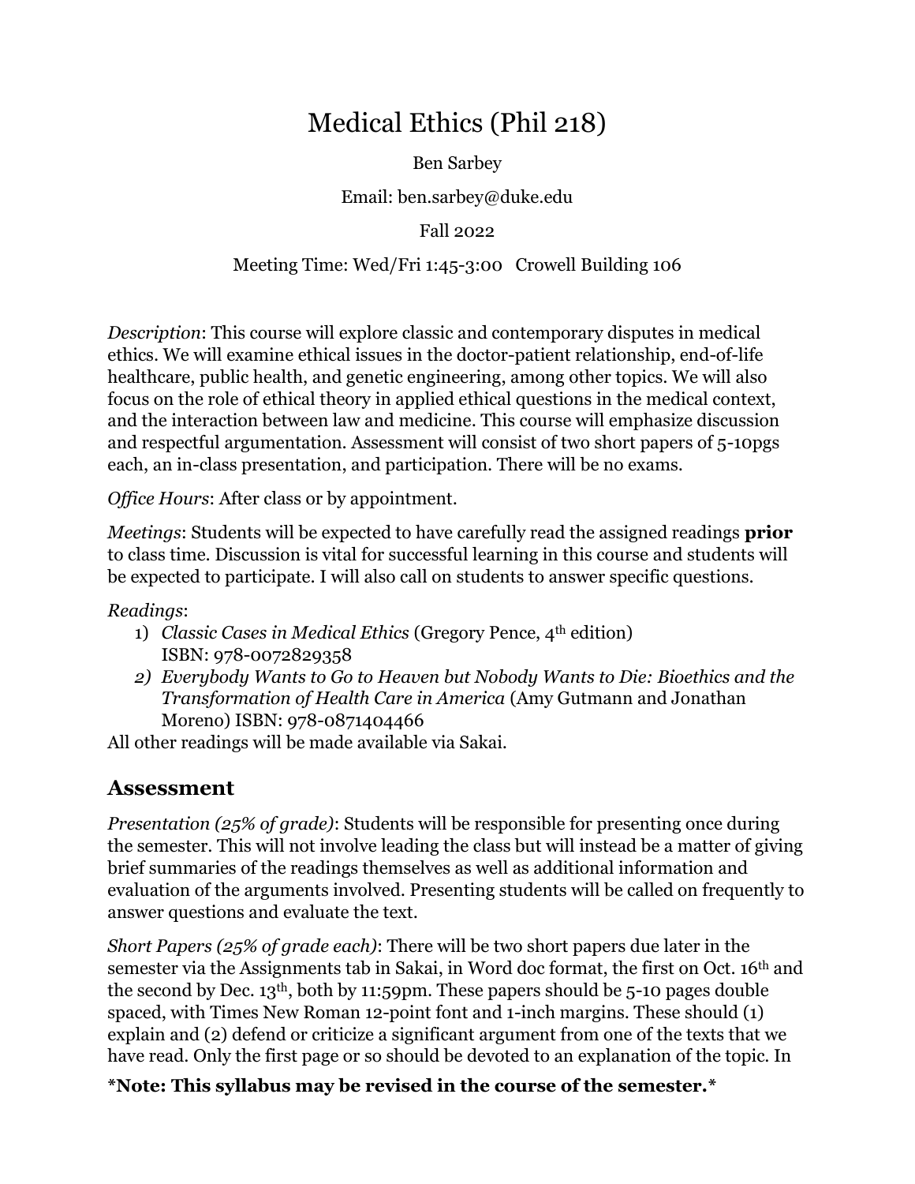# Medical Ethics (Phil 218)

Ben Sarbey

Email: ben.sarbey@duke.edu

Fall 2022

Meeting Time: Wed/Fri 1:45-3:00 Crowell Building 106

*Description*: This course will explore classic and contemporary disputes in medical ethics. We will examine ethical issues in the doctor-patient relationship, end-of-life healthcare, public health, and genetic engineering, among other topics. We will also focus on the role of ethical theory in applied ethical questions in the medical context, and the interaction between law and medicine. This course will emphasize discussion and respectful argumentation. Assessment will consist of two short papers of 5-10pgs each, an in-class presentation, and participation. There will be no exams.

*Office Hours*: After class or by appointment.

*Meetings*: Students will be expected to have carefully read the assigned readings **prior** to class time. Discussion is vital for successful learning in this course and students will be expected to participate. I will also call on students to answer specific questions.

*Readings*:

1) *Classic Cases in Medical Ethics* (Gregory Pence, 4th edition) ISBN: 978-0072829358
2) *Everybody Wants to Go to Heaven but Nobody Wants to Die: Bioethics and the Transformation of Health Care in America* (Amy Gutmann and Jonathan Moreno) ISBN: 978-0871404466

All other readings will be made available via Sakai.

## Assessment

*Presentation (25% of grade)*: Students will be responsible for presenting once during the semester. This will not involve leading the class but will instead be a matter of giving brief summaries of the readings themselves as well as additional information and evaluation of the arguments involved. Presenting students will be called on frequently to answer questions and evaluate the text.

*Short Papers (25% of grade each)*: There will be two short papers due later in the semester via the Assignments tab in Sakai, in Word doc format, the first on Oct. 16th and the second by Dec. 13th, both by 11:59pm. These papers should be 5-10 pages double spaced, with Times New Roman 12-point font and 1-inch margins. These should (1) explain and (2) defend or criticize a significant argument from one of the texts that we have read. Only the first page or so should be devoted to an explanation of the topic. In

**\*Note: This syllabus may be revised in the course of the semester.\***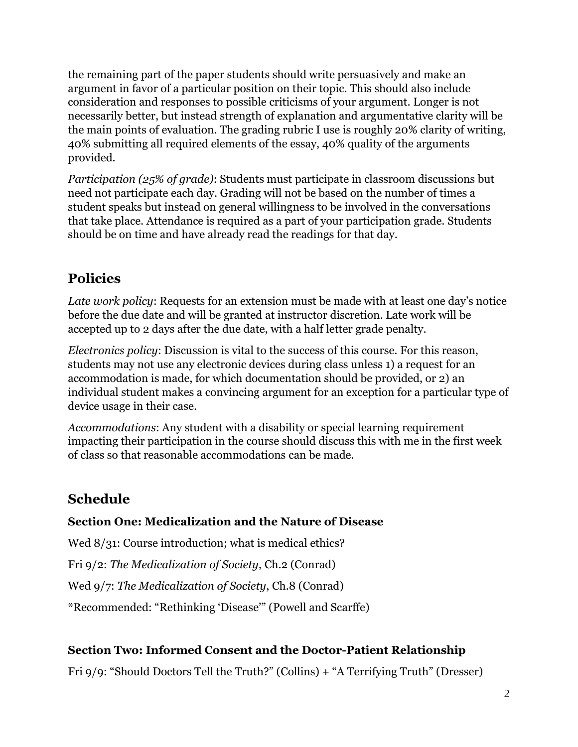the remaining part of the paper students should write persuasively and make an argument in favor of a particular position on their topic. This should also include consideration and responses to possible criticisms of your argument. Longer is not necessarily better, but instead strength of explanation and argumentative clarity will be the main points of evaluation. The grading rubric I use is roughly 20% clarity of writing, 40% submitting all required elements of the essay, 40% quality of the arguments provided.

*Participation (25% of grade)*: Students must participate in classroom discussions but need not participate each day. Grading will not be based on the number of times a student speaks but instead on general willingness to be involved in the conversations that take place. Attendance is required as a part of your participation grade. Students should be on time and have already read the readings for that day.

## Policies

*Late work policy*: Requests for an extension must be made with at least one day's notice before the due date and will be granted at instructor discretion. Late work will be accepted up to 2 days after the due date, with a half letter grade penalty.

*Electronics policy*: Discussion is vital to the success of this course. For this reason, students may not use any electronic devices during class unless 1) a request for an accommodation is made, for which documentation should be provided, or 2) an individual student makes a convincing argument for an exception for a particular type of device usage in their case.

*Accommodations*: Any student with a disability or special learning requirement impacting their participation in the course should discuss this with me in the first week of class so that reasonable accommodations can be made.

## Schedule

### Section One: Medicalization and the Nature of Disease

Wed 8/31: Course introduction; what is medical ethics?

Fri 9/2: *The Medicalization of Society*, Ch.2 (Conrad)

Wed 9/7: *The Medicalization of Society*, Ch.8 (Conrad)

*Recommended: "Rethinking 'Disease'" (Powell and Scarffe)

### Section Two: Informed Consent and the Doctor-Patient Relationship

Fri 9/9: "Should Doctors Tell the Truth?" (Collins) + "A Terrifying Truth" (Dresser)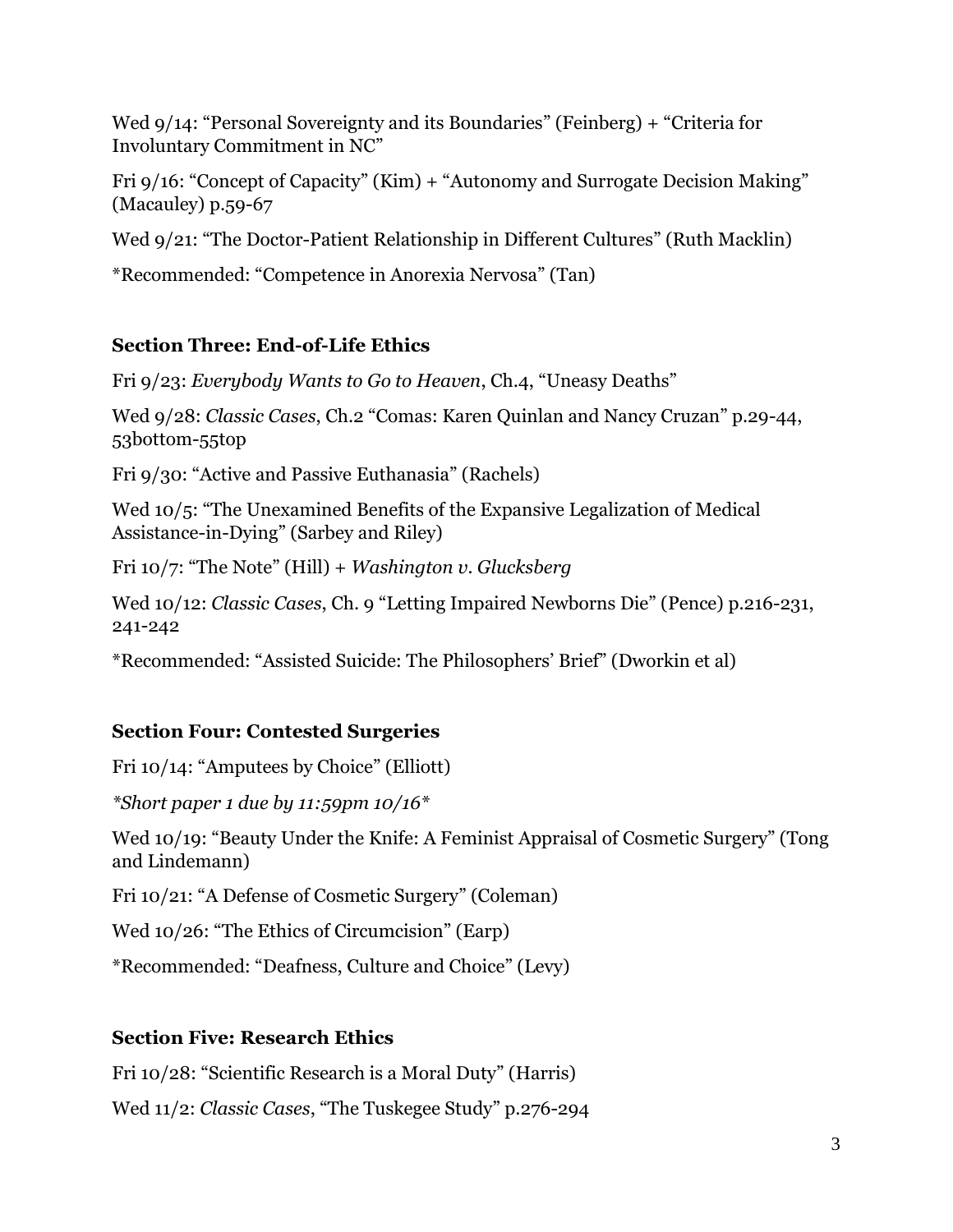Wed 9/14: "Personal Sovereignty and its Boundaries" (Feinberg) + "Criteria for Involuntary Commitment in NC"

Fri 9/16: "Concept of Capacity" (Kim) + "Autonomy and Surrogate Decision Making" (Macauley) p.59-67

Wed 9/21: "The Doctor-Patient Relationship in Different Cultures" (Ruth Macklin)

*Recommended: "Competence in Anorexia Nervosa" (Tan)

**Section Three: End-of-Life Ethics**

Fri 9/23: *Everybody Wants to Go to Heaven*, Ch.4, "Uneasy Deaths"

Wed 9/28: *Classic Cases*, Ch.2 "Comas: Karen Quinlan and Nancy Cruzan" p.29-44, 53bottom-55top

Fri 9/30: "Active and Passive Euthanasia" (Rachels)

Wed 10/5: "The Unexamined Benefits of the Expansive Legalization of Medical Assistance-in-Dying" (Sarbey and Riley)

Fri 10/7: "The Note" (Hill) + *Washington v. Glucksberg*

Wed 10/12: *Classic Cases*, Ch. 9 "Letting Impaired Newborns Die" (Pence) p.216-231, 241-242

*Recommended: "Assisted Suicide: The Philosophers' Brief" (Dworkin et al)

**Section Four: Contested Surgeries**

Fri 10/14: "Amputees by Choice" (Elliott)

*\*Short paper 1 due by 11:59pm 10/16\**

Wed 10/19: "Beauty Under the Knife: A Feminist Appraisal of Cosmetic Surgery" (Tong and Lindemann)

Fri 10/21: "A Defense of Cosmetic Surgery" (Coleman)

Wed 10/26: "The Ethics of Circumcision" (Earp)

*Recommended: "Deafness, Culture and Choice" (Levy)

**Section Five: Research Ethics**

Fri 10/28: "Scientific Research is a Moral Duty" (Harris)

Wed 11/2: *Classic Cases*, "The Tuskegee Study" p.276-294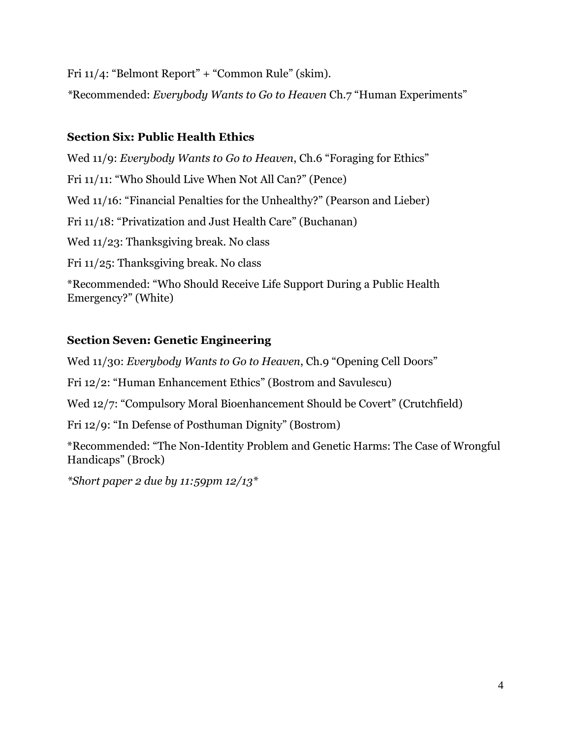Fri 11/4: "Belmont Report" + "Common Rule" (skim).

*Recommended: *Everybody Wants to Go to Heaven* Ch.7 "Human Experiments"

**Section Six: Public Health Ethics**

Wed 11/9: *Everybody Wants to Go to Heaven*, Ch.6 "Foraging for Ethics"

Fri 11/11: "Who Should Live When Not All Can?" (Pence)

Wed 11/16: "Financial Penalties for the Unhealthy?" (Pearson and Lieber)

Fri 11/18: "Privatization and Just Health Care" (Buchanan)

Wed 11/23: Thanksgiving break. No class

Fri 11/25: Thanksgiving break. No class

*Recommended: "Who Should Receive Life Support During a Public Health Emergency?" (White)

**Section Seven: Genetic Engineering**

Wed 11/30: *Everybody Wants to Go to Heaven*, Ch.9 "Opening Cell Doors"

Fri 12/2: "Human Enhancement Ethics" (Bostrom and Savulescu)

Wed 12/7: "Compulsory Moral Bioenhancement Should be Covert" (Crutchfield)

Fri 12/9: "In Defense of Posthuman Dignity" (Bostrom)

*Recommended: "The Non-Identity Problem and Genetic Harms: The Case of Wrongful Handicaps" (Brock)

**Short paper 2 due by 11:59pm 12/13**